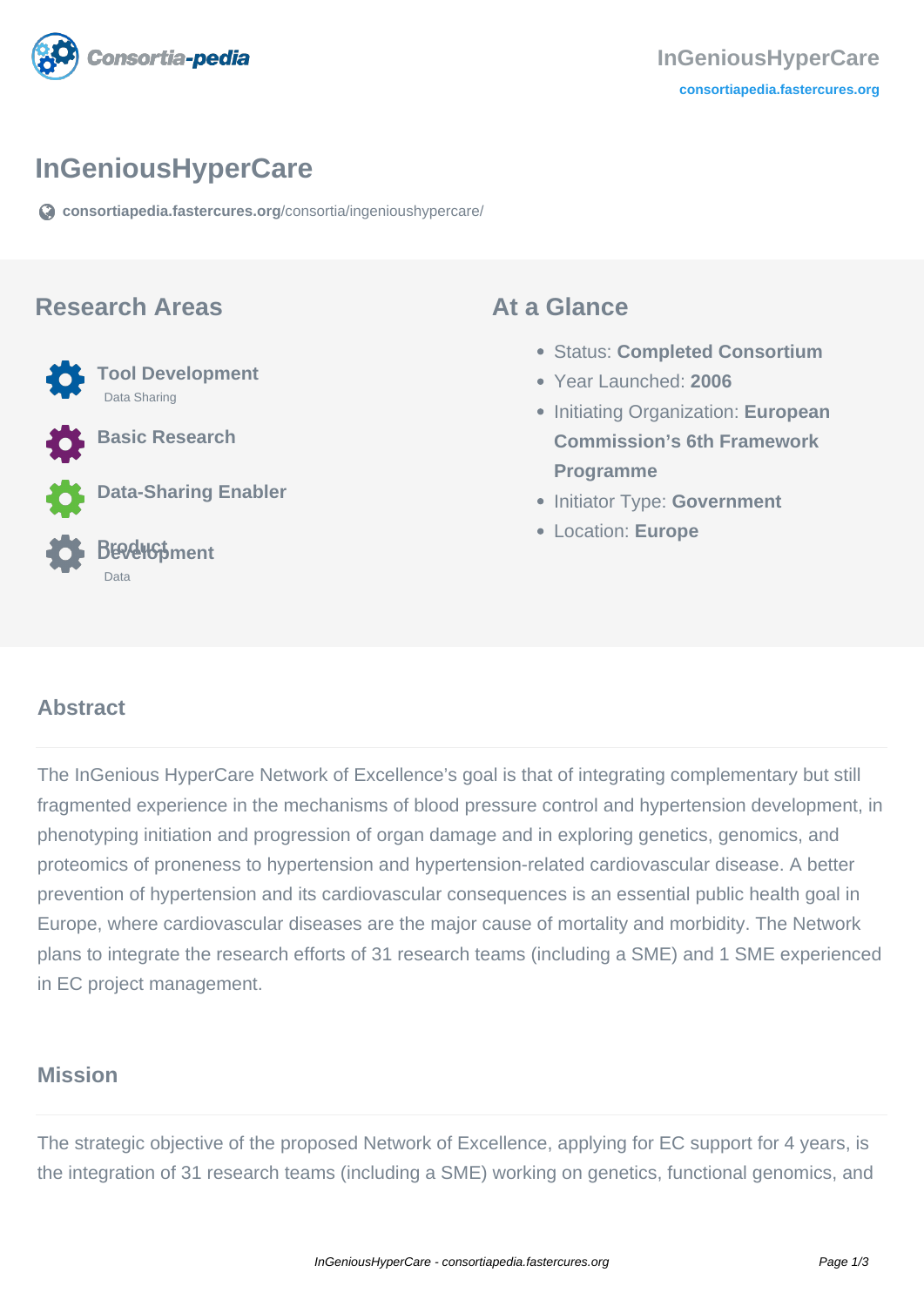# InGeniousHyperCare

consortiapedia.fastercures.org/consortia/ingenioushypercare/

## Research Areas

- **Tool Development**
  - Data Sharing
- **Basic Research**
- **Data-Sharing Enabler**
- **Product Development**
  - Data

## At a Glance

- Status: **Completed Consortium**
- Year Launched: **2006**
- Initiating Organization: **European Commission's 6th Framework Programme**
- Initiator Type: **Government**
- Location: **Europe**

## Abstract

The InGenious HyperCare Network of Excellence's goal is that of integrating complementary but still fragmented experience in the mechanisms of blood pressure control and hypertension development, in phenotyping initiation and progression of organ damage and in exploring genetics, genomics, and proteomics of proneness to hypertension and hypertension-related cardiovascular disease. A better prevention of hypertension and its cardiovascular consequences is an essential public health goal in Europe, where cardiovascular diseases are the major cause of mortality and morbidity. The Network plans to integrate the research efforts of 31 research teams (including a SME) and 1 SME experienced in EC project management.

## Mission

The strategic objective of the proposed Network of Excellence, applying for EC support for 4 years, is the integration of 31 research teams (including a SME) working on genetics, functional genomics, and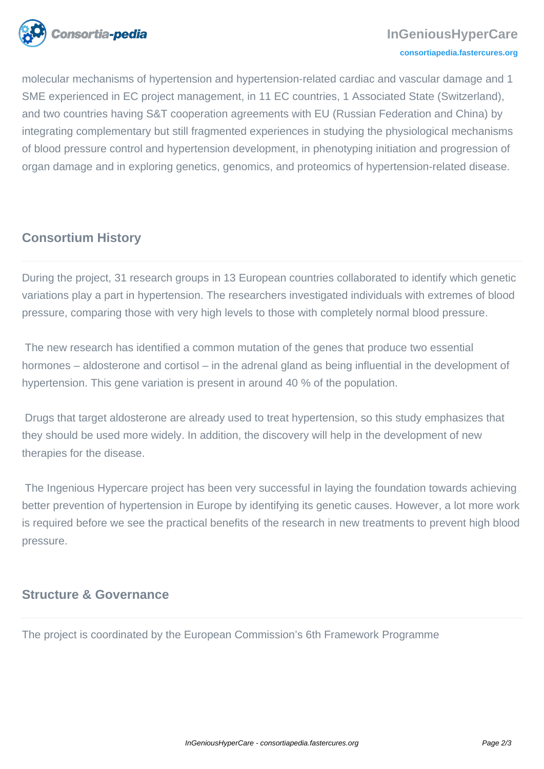molecular mechanisms of hypertension and hypertension-related cardiac and vascular damage and 1 SME experienced in EC project management, in 11 EC countries, 1 Associated State (Switzerland), and two countries having S&T cooperation agreements with EU (Russian Federation and China) by integrating complementary but still fragmented experiences in studying the physiological mechanisms of blood pressure control and hypertension development, in phenotyping initiation and progression of organ damage and in exploring genetics, genomics, and proteomics of hypertension-related disease.

## Consortium History

During the project, 31 research groups in 13 European countries collaborated to identify which genetic variations play a part in hypertension. The researchers investigated individuals with extremes of blood pressure, comparing those with very high levels to those with completely normal blood pressure.

The new research has identified a common mutation of the genes that produce two essential hormones – aldosterone and cortisol – in the adrenal gland as being influential in the development of hypertension. This gene variation is present in around 40 % of the population.

Drugs that target aldosterone are already used to treat hypertension, so this study emphasizes that they should be used more widely. In addition, the discovery will help in the development of new therapies for the disease.

The Ingenious Hypercare project has been very successful in laying the foundation towards achieving better prevention of hypertension in Europe by identifying its genetic causes. However, a lot more work is required before we see the practical benefits of the research in new treatments to prevent high blood pressure.

## Structure & Governance

The project is coordinated by the European Commission's 6th Framework Programme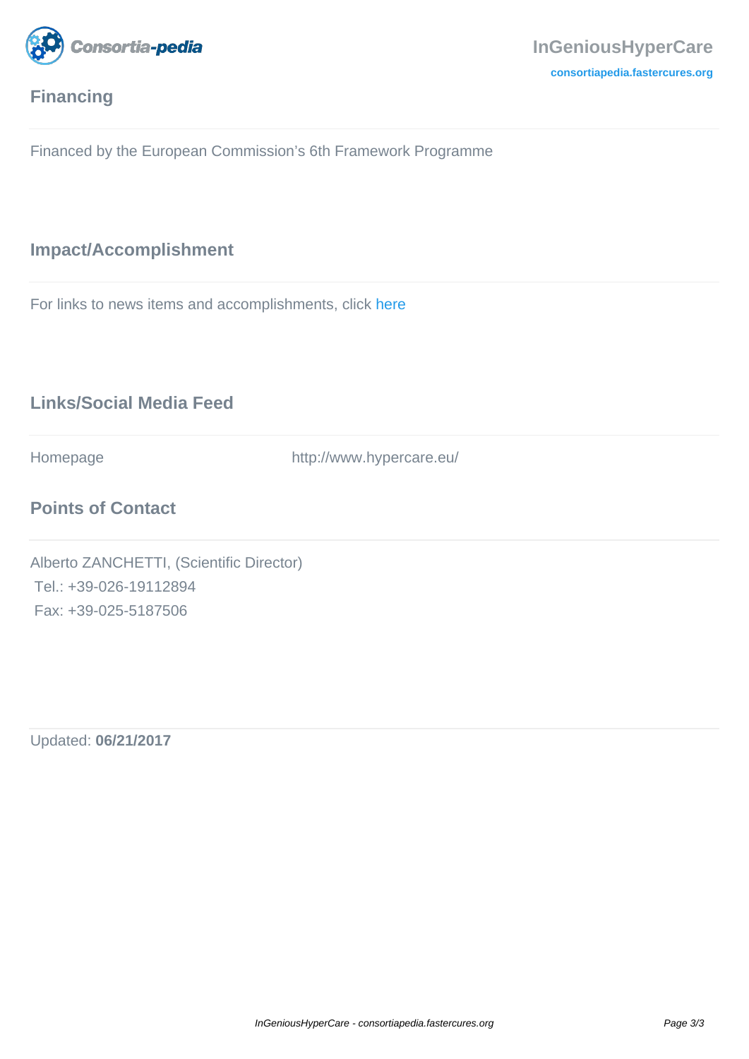## Financing

Financed by the European Commission's 6th Framework Programme

## Impact/Accomplishment

For links to news items and accomplishments, click here

## Links/Social Media Feed

| | |
|---|---|
| Homepage | http://www.hypercare.eu/ |

## Points of Contact

Alberto ZANCHETTI, (Scientific Director)
Tel.: +39-026-19112894
Fax: +39-025-5187506

Updated: **06/21/2017**